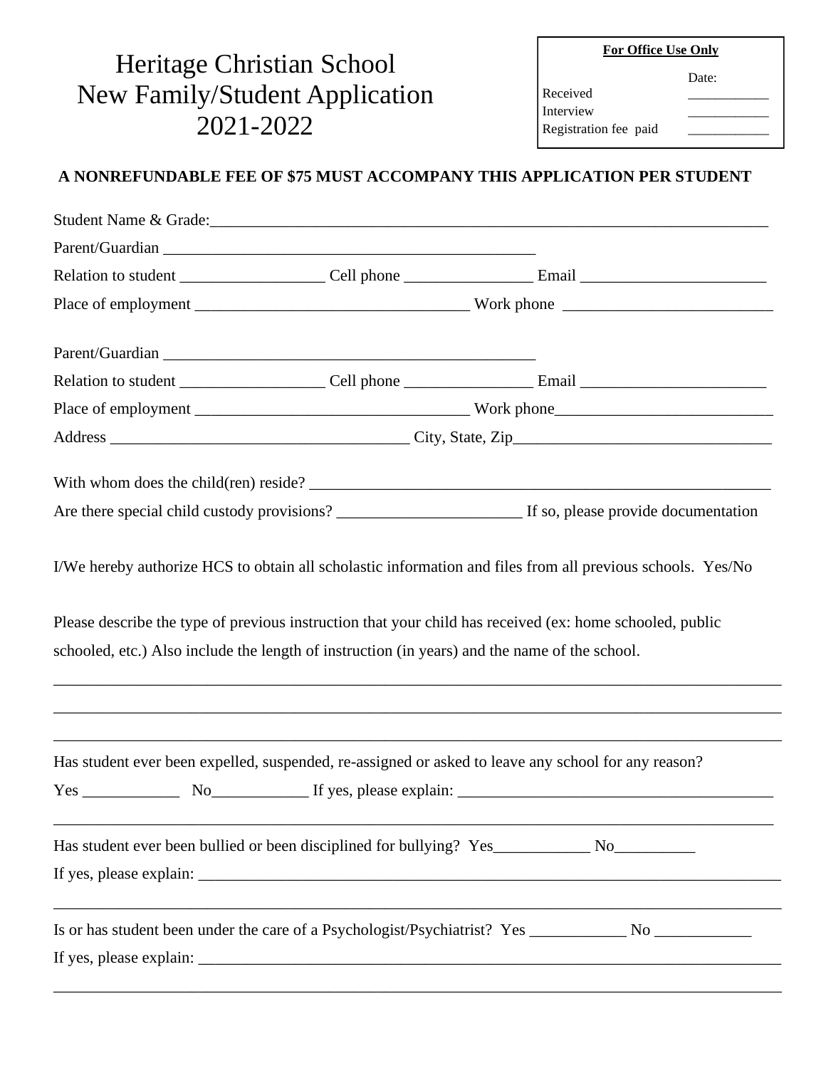# Heritage Christian School
# New Family/Student Application
# 2021-2022

| **For Office Use Only** | |
|---|---|
| | Date: |
| Received | ____________ |
| Interview | ____________ |
| Registration fee paid | ____________ |

**A NONREFUNDABLE FEE OF $75 MUST ACCOMPANY THIS APPLICATION PER STUDENT**

Student Name & Grade:_______________________________________________________________________

Parent/Guardian _______________________________________________

Relation to student __________________ Cell phone ________________ Email _______________________

Place of employment __________________________________ Work phone __________________________

Parent/Guardian _______________________________________________

Relation to student __________________ Cell phone ________________ Email _______________________

Place of employment __________________________________ Work phone___________________________

Address _____________________________________ City, State, Zip________________________________

With whom does the child(ren) reside? _________________________________________________________

Are there special child custody provisions? _______________________ If so, please provide documentation

I/We hereby authorize HCS to obtain all scholastic information and files from all previous schools. Yes/No

Please describe the type of previous instruction that your child has received (ex: home schooled, public schooled, etc.) Also include the length of instruction (in years) and the name of the school.

_____________________________________________________________________________________________

_____________________________________________________________________________________________

_____________________________________________________________________________________________

Has student ever been expelled, suspended, re-assigned or asked to leave any school for any reason?

Yes ____________ No____________ If yes, please explain: ________________________________________

_____________________________________________________________________________________________

Has student ever been bullied or been disciplined for bullying? Yes____________ No__________

If yes, please explain: _______________________________________________________________________

_____________________________________________________________________________________________

Is or has student been under the care of a Psychologist/Psychiatrist? Yes ____________ No ____________

If yes, please explain: _______________________________________________________________________

_____________________________________________________________________________________________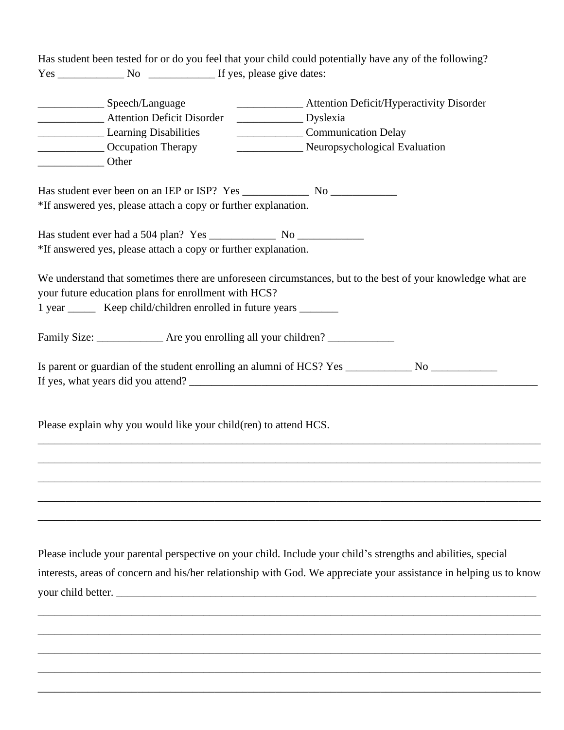Has student been tested for or do you feel that your child could potentially have any of the following?
Yes ____________ No ____________ If yes, please give dates:

____________ Speech/Language
____________ Attention Deficit Disorder
____________ Learning Disabilities
____________ Occupation Therapy
____________ Other
____________ Attention Deficit/Hyperactivity Disorder
____________ Dyslexia
____________ Communication Delay
____________ Neuropsychological Evaluation

Has student ever been on an IEP or ISP? Yes ____________ No ____________
*If answered yes, please attach a copy or further explanation.

Has student ever had a 504 plan? Yes ____________ No ____________
*If answered yes, please attach a copy or further explanation.

We understand that sometimes there are unforeseen circumstances, but to the best of your knowledge what are your future education plans for enrollment with HCS?
1 year _____ Keep child/children enrolled in future years _______

Family Size: ____________ Are you enrolling all your children? ____________

Is parent or guardian of the student enrolling an alumni of HCS? Yes ____________ No ____________
If yes, what years did you attend? ____________________________________________________________________

Please explain why you would like your child(ren) to attend HCS.
_____________________________________________________________________________________________
_____________________________________________________________________________________________
_____________________________________________________________________________________________
_____________________________________________________________________________________________
_____________________________________________________________________________________________

Please include your parental perspective on your child. Include your child's strengths and abilities, special interests, areas of concern and his/her relationship with God. We appreciate your assistance in helping us to know your child better. ___________________________________________________________________________
_____________________________________________________________________________________________
_____________________________________________________________________________________________
_____________________________________________________________________________________________
_____________________________________________________________________________________________
_____________________________________________________________________________________________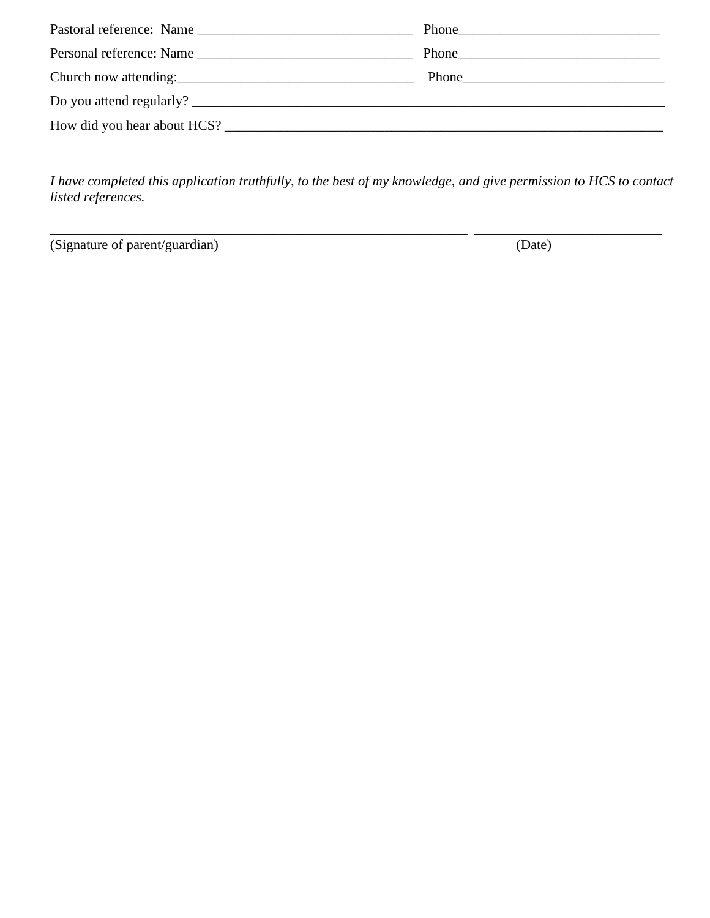Pastoral reference: Name _______________________________ Phone_____________________________

Personal reference: Name _______________________________ Phone_____________________________

Church now attending:__________________________________ Phone_____________________________

Do you attend regularly? _______________________________________________________________________

How did you hear about HCS? ___________________________________________________________________

*I have completed this application truthfully, to the best of my knowledge, and give permission to HCS to contact listed references.*

_____________________________________________________________ ___________________________

(Signature of parent/guardian) (Date)